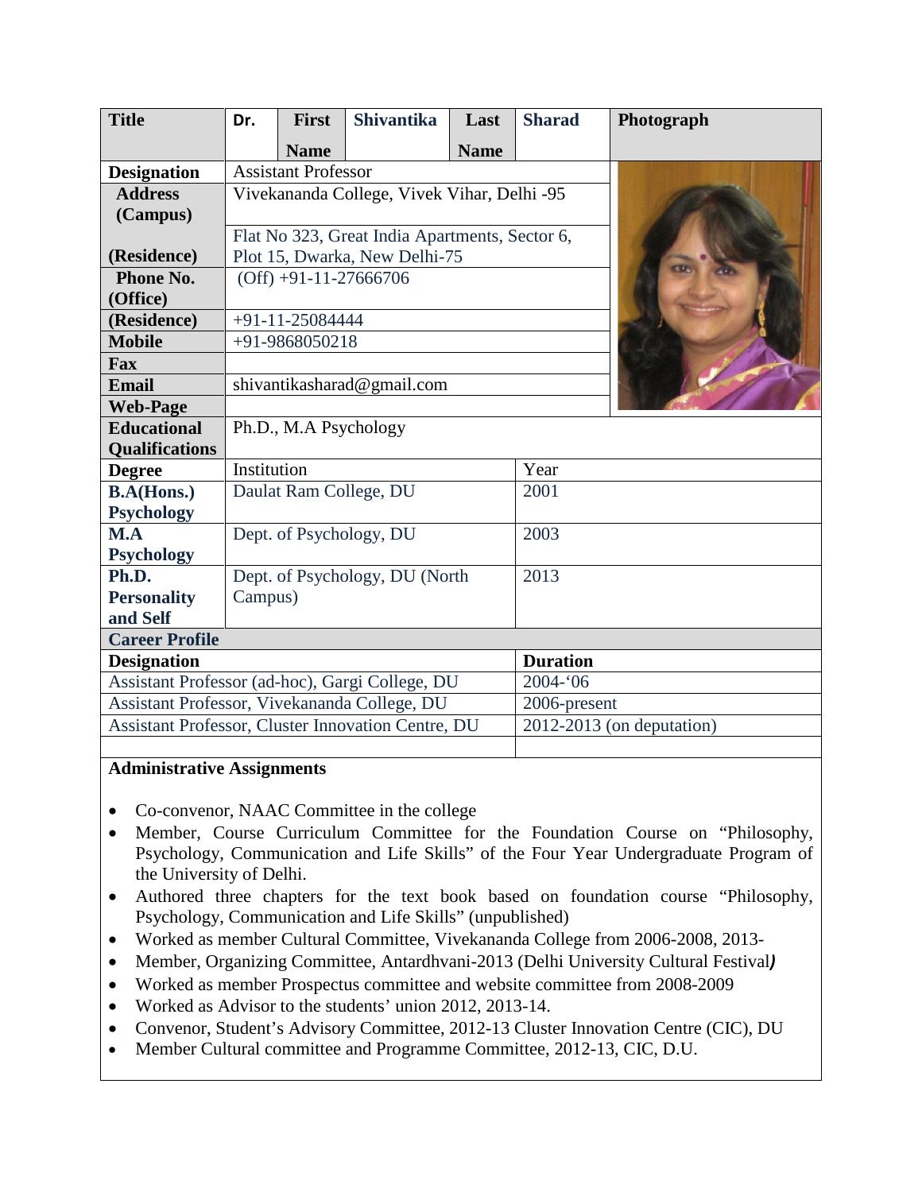| Title | Dr. | First Name | Shivantika | Last Name | Sharad | Photograph |
|---|---|---|---|---|---|---|
| **Designation** | Assistant Professor | | | | | |
| **Address (Campus)** | Vivekananda College, Vivek Vihar, Delhi -95 | | | | | |
| **(Residence)** | Flat No 323, Great India Apartments, Sector 6, Plot 15, Dwarka, New Delhi-75 | | | | | |
| **Phone No. (Office)** | (Off) +91-11-27666706 | | | | | |
| **(Residence)** | +91-11-25084444 | | | | | |
| **Mobile** | +91-9868050218 | | | | | |
| **Fax** | | | | | | |
| **Email** | shivantikasharad@gmail.com | | | | | |
| **Web-Page** | | | | | | |

| **Educational Qualifications** | Ph.D., M.A Psychology | |
|---|---|---|
| **Degree** | Institution | Year |
| **B.A(Hons.) Psychology** | Daulat Ram College, DU | 2001 |
| **M.A Psychology** | Dept. of Psychology, DU | 2003 |
| **Ph.D. Personality and Self** | Dept. of Psychology, DU (North Campus) | 2013 |

**Career Profile**

| **Designation** | **Duration** |
|---|---|
| Assistant Professor (ad-hoc), Gargi College, DU | 2004-'06 |
| Assistant Professor, Vivekananda College, DU | 2006-present |
| Assistant Professor, Cluster Innovation Centre, DU | 2012-2013 (on deputation) |
| | |

**Administrative Assignments**

- Co-convenor, NAAC Committee in the college
- Member, Course Curriculum Committee for the Foundation Course on "Philosophy, Psychology, Communication and Life Skills" of the Four Year Undergraduate Program of the University of Delhi.
- Authored three chapters for the text book based on foundation course "Philosophy, Psychology, Communication and Life Skills" (unpublished)
- Worked as member Cultural Committee, Vivekananda College from 2006-2008, 2013-
- Member, Organizing Committee, Antardhvani-2013 (Delhi University Cultural Festival)
- Worked as member Prospectus committee and website committee from 2008-2009
- Worked as Advisor to the students' union 2012, 2013-14.
- Convenor, Student's Advisory Committee, 2012-13 Cluster Innovation Centre (CIC), DU
- Member Cultural committee and Programme Committee, 2012-13, CIC, D.U.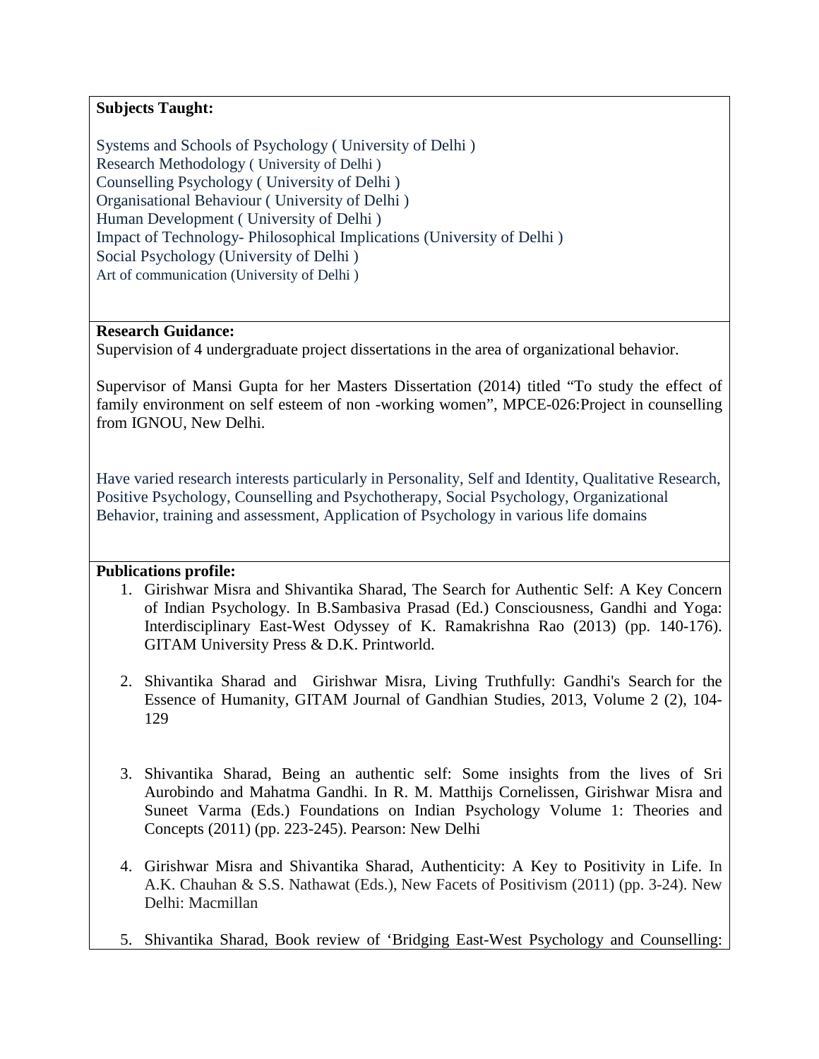**Subjects Taught:**

Systems and Schools of Psychology ( University of Delhi )
Research Methodology ( University of Delhi )
Counselling Psychology ( University of Delhi )
Organisational Behaviour ( University of Delhi )
Human Development ( University of Delhi )
Impact of Technology- Philosophical Implications (University of Delhi )
Social Psychology (University of Delhi )
Art of communication (University of Delhi )

**Research Guidance:**

Supervision of 4 undergraduate project dissertations in the area of organizational behavior.

Supervisor of Mansi Gupta for her Masters Dissertation (2014) titled "To study the effect of family environment on self esteem of non -working women", MPCE-026:Project in counselling from IGNOU, New Delhi.

Have varied research interests particularly in Personality, Self and Identity, Qualitative Research, Positive Psychology, Counselling and Psychotherapy, Social Psychology, Organizational Behavior, training and assessment, Application of Psychology in various life domains

**Publications profile:**

1. Girishwar Misra and Shivantika Sharad, The Search for Authentic Self: A Key Concern of Indian Psychology. In B.Sambasiva Prasad (Ed.) Consciousness, Gandhi and Yoga: Interdisciplinary East-West Odyssey of K. Ramakrishna Rao (2013) (pp. 140-176). GITAM University Press & D.K. Printworld.

2. Shivantika Sharad and Girishwar Misra, Living Truthfully: Gandhi's Search for the Essence of Humanity, GITAM Journal of Gandhian Studies, 2013, Volume 2 (2), 104-129

3. Shivantika Sharad, Being an authentic self: Some insights from the lives of Sri Aurobindo and Mahatma Gandhi. In R. M. Matthijs Cornelissen, Girishwar Misra and Suneet Varma (Eds.) Foundations on Indian Psychology Volume 1: Theories and Concepts (2011) (pp. 223-245). Pearson: New Delhi

4. Girishwar Misra and Shivantika Sharad, Authenticity: A Key to Positivity in Life. In A.K. Chauhan & S.S. Nathawat (Eds.), New Facets of Positivism (2011) (pp. 3-24). New Delhi: Macmillan

5. Shivantika Sharad, Book review of 'Bridging East-West Psychology and Counselling: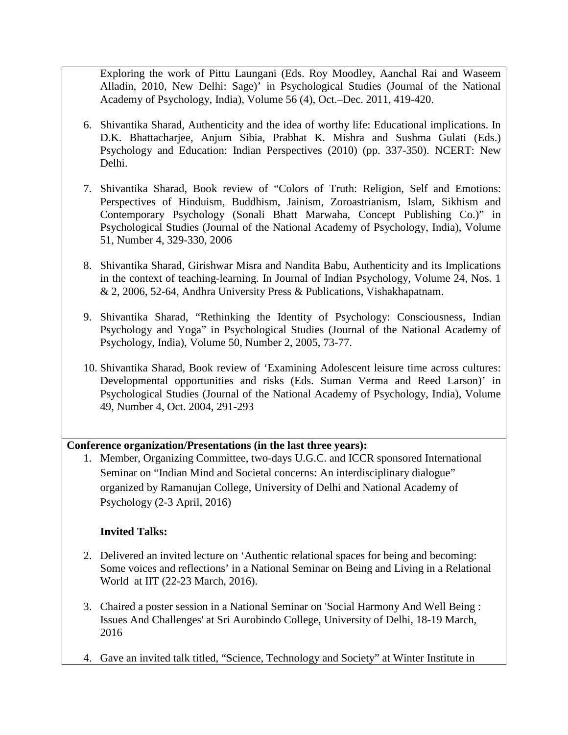Exploring the work of Pittu Laungani (Eds. Roy Moodley, Aanchal Rai and Waseem Alladin, 2010, New Delhi: Sage)' in Psychological Studies (Journal of the National Academy of Psychology, India), Volume 56 (4), Oct.–Dec. 2011, 419-420.

6. Shivantika Sharad, Authenticity and the idea of worthy life: Educational implications. In D.K. Bhattacharjee, Anjum Sibia, Prabhat K. Mishra and Sushma Gulati (Eds.) Psychology and Education: Indian Perspectives (2010) (pp. 337-350). NCERT: New Delhi.

7. Shivantika Sharad, Book review of "Colors of Truth: Religion, Self and Emotions: Perspectives of Hinduism, Buddhism, Jainism, Zoroastrianism, Islam, Sikhism and Contemporary Psychology (Sonali Bhatt Marwaha, Concept Publishing Co.)" in Psychological Studies (Journal of the National Academy of Psychology, India), Volume 51, Number 4, 329-330, 2006

8. Shivantika Sharad, Girishwar Misra and Nandita Babu, Authenticity and its Implications in the context of teaching-learning. In Journal of Indian Psychology, Volume 24, Nos. 1 & 2, 2006, 52-64, Andhra University Press & Publications, Vishakhapatnam.

9. Shivantika Sharad, "Rethinking the Identity of Psychology: Consciousness, Indian Psychology and Yoga" in Psychological Studies (Journal of the National Academy of Psychology, India), Volume 50, Number 2, 2005, 73-77.

10. Shivantika Sharad, Book review of 'Examining Adolescent leisure time across cultures: Developmental opportunities and risks (Eds. Suman Verma and Reed Larson)' in Psychological Studies (Journal of the National Academy of Psychology, India), Volume 49, Number 4, Oct. 2004, 291-293

**Conference organization/Presentations (in the last three years):**

1. Member, Organizing Committee, two-days U.G.C. and ICCR sponsored International Seminar on "Indian Mind and Societal concerns: An interdisciplinary dialogue" organized by Ramanujan College, University of Delhi and National Academy of Psychology (2-3 April, 2016)

**Invited Talks:**

2. Delivered an invited lecture on 'Authentic relational spaces for being and becoming: Some voices and reflections' in a National Seminar on Being and Living in a Relational World at IIT (22-23 March, 2016).

3. Chaired a poster session in a National Seminar on 'Social Harmony And Well Being : Issues And Challenges' at Sri Aurobindo College, University of Delhi, 18-19 March, 2016

4. Gave an invited talk titled, "Science, Technology and Society" at Winter Institute in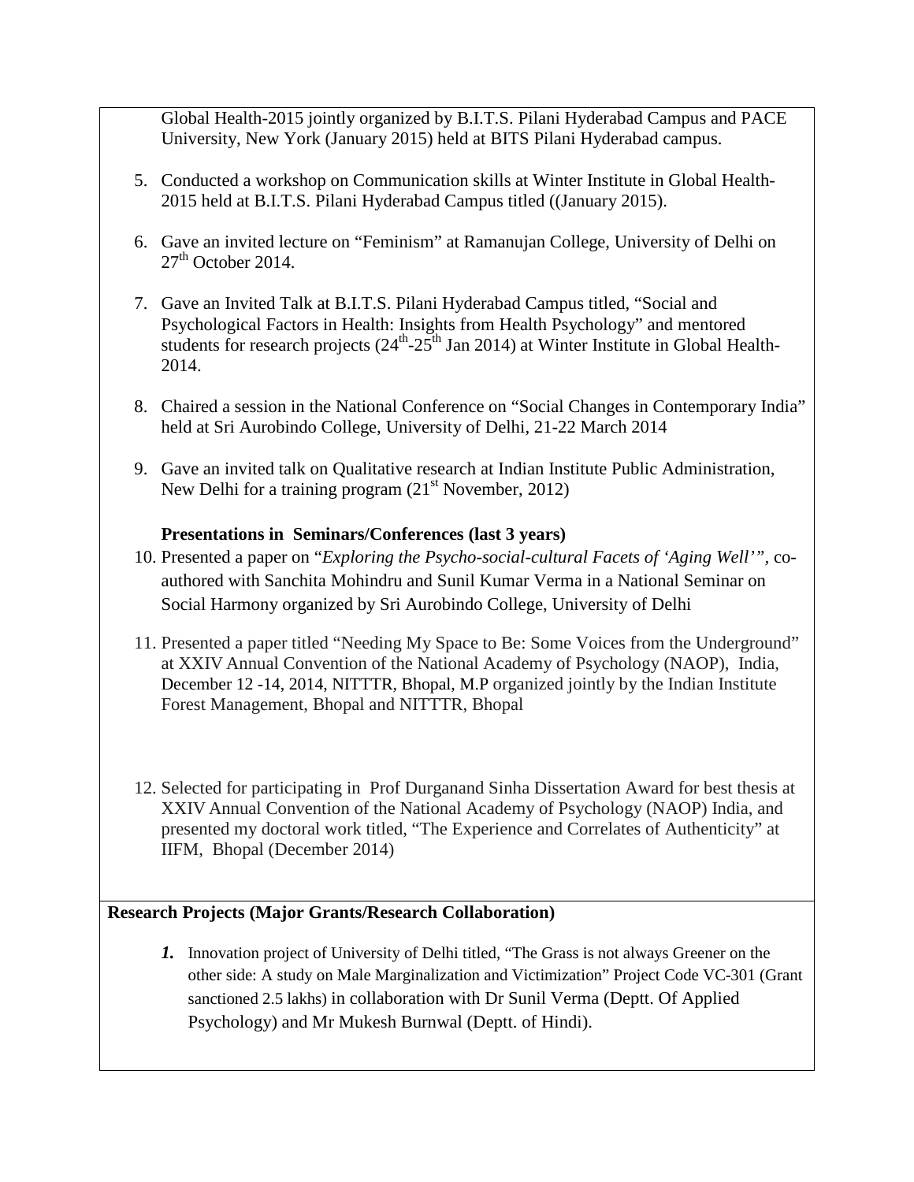Global Health-2015 jointly organized by B.I.T.S. Pilani Hyderabad Campus and PACE University, New York (January 2015) held at BITS Pilani Hyderabad campus.

5. Conducted a workshop on Communication skills at Winter Institute in Global Health-2015 held at B.I.T.S. Pilani Hyderabad Campus titled ((January 2015).

6. Gave an invited lecture on "Feminism" at Ramanujan College, University of Delhi on 27th October 2014.

7. Gave an Invited Talk at B.I.T.S. Pilani Hyderabad Campus titled, "Social and Psychological Factors in Health: Insights from Health Psychology" and mentored students for research projects (24th-25th Jan 2014) at Winter Institute in Global Health-2014.

8. Chaired a session in the National Conference on "Social Changes in Contemporary India" held at Sri Aurobindo College, University of Delhi, 21-22 March 2014

9. Gave an invited talk on Qualitative research at Indian Institute Public Administration, New Delhi for a training program (21st November, 2012)

**Presentations in Seminars/Conferences (last 3 years)**

10. Presented a paper on "*Exploring the Psycho-social-cultural Facets of 'Aging Well'"*, co-authored with Sanchita Mohindru and Sunil Kumar Verma in a National Seminar on Social Harmony organized by Sri Aurobindo College, University of Delhi

11. Presented a paper titled "Needing My Space to Be: Some Voices from the Underground" at XXIV Annual Convention of the National Academy of Psychology (NAOP), India, December 12 -14, 2014, NITTTR, Bhopal, M.P organized jointly by the Indian Institute Forest Management, Bhopal and NITTTR, Bhopal

12. Selected for participating in Prof Durganand Sinha Dissertation Award for best thesis at XXIV Annual Convention of the National Academy of Psychology (NAOP) India, and presented my doctoral work titled, "The Experience and Correlates of Authenticity" at IIFM, Bhopal (December 2014)

**Research Projects (Major Grants/Research Collaboration)**

1. Innovation project of University of Delhi titled, "The Grass is not always Greener on the other side: A study on Male Marginalization and Victimization" Project Code VC-301 (Grant sanctioned 2.5 lakhs) in collaboration with Dr Sunil Verma (Deptt. Of Applied Psychology) and Mr Mukesh Burnwal (Deptt. of Hindi).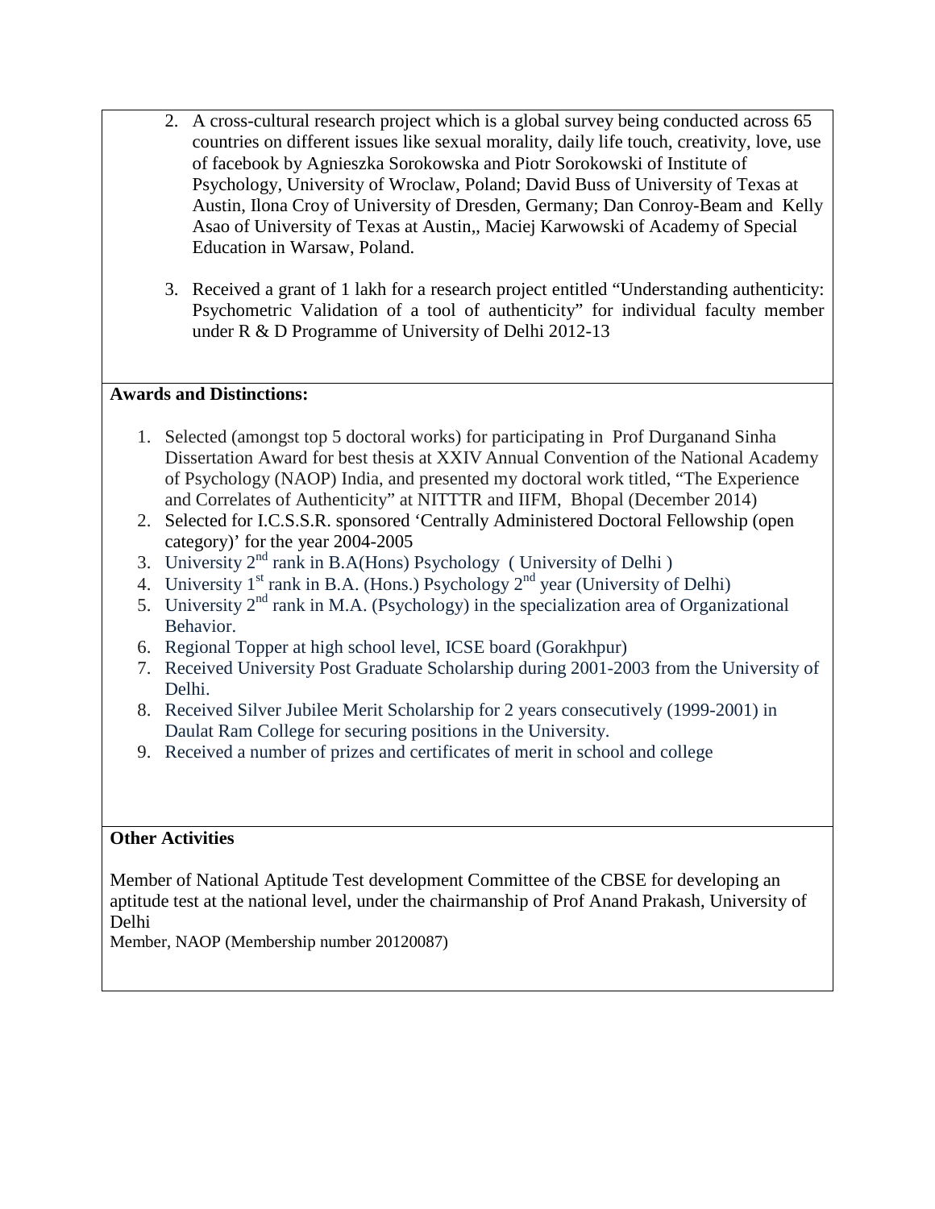2. A cross-cultural research project which is a global survey being conducted across 65 countries on different issues like sexual morality, daily life touch, creativity, love, use of facebook by Agnieszka Sorokowska and Piotr Sorokowski of Institute of Psychology, University of Wroclaw, Poland; David Buss of University of Texas at Austin, Ilona Croy of University of Dresden, Germany; Dan Conroy-Beam and Kelly Asao of University of Texas at Austin,, Maciej Karwowski of Academy of Special Education in Warsaw, Poland.

3. Received a grant of 1 lakh for a research project entitled "Understanding authenticity: Psychometric Validation of a tool of authenticity" for individual faculty member under R & D Programme of University of Delhi 2012-13

**Awards and Distinctions:**

1. Selected (amongst top 5 doctoral works) for participating in Prof Durganand Sinha Dissertation Award for best thesis at XXIV Annual Convention of the National Academy of Psychology (NAOP) India, and presented my doctoral work titled, "The Experience and Correlates of Authenticity" at NITTTR and IIFM, Bhopal (December 2014)
2. Selected for I.C.S.S.R. sponsored 'Centrally Administered Doctoral Fellowship (open category)' for the year 2004-2005
3. University 2nd rank in B.A(Hons) Psychology ( University of Delhi )
4. University 1st rank in B.A. (Hons.) Psychology 2nd year (University of Delhi)
5. University 2nd rank in M.A. (Psychology) in the specialization area of Organizational Behavior.
6. Regional Topper at high school level, ICSE board (Gorakhpur)
7. Received University Post Graduate Scholarship during 2001-2003 from the University of Delhi.
8. Received Silver Jubilee Merit Scholarship for 2 years consecutively (1999-2001) in Daulat Ram College for securing positions in the University.
9. Received a number of prizes and certificates of merit in school and college

**Other Activities**

Member of National Aptitude Test development Committee of the CBSE for developing an aptitude test at the national level, under the chairmanship of Prof Anand Prakash, University of Delhi

Member, NAOP (Membership number 20120087)